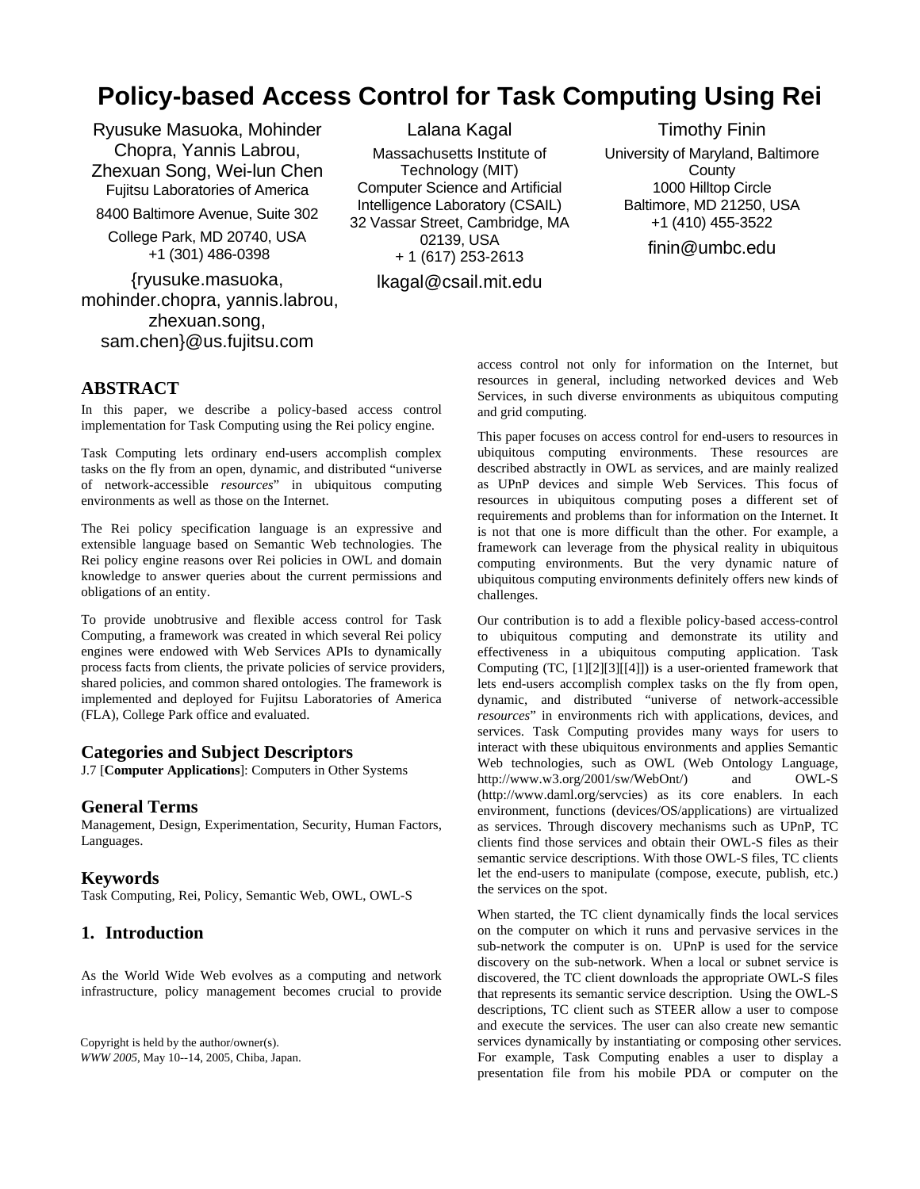# Policy-based Access Control for Task Computing Using Rei

Ryusuke Masuoka, Mohinder Chopra, Yannis Labrou, Zhexuan Song, Wei-lun Chen
Fujitsu Laboratories of America
8400 Baltimore Avenue, Suite 302
College Park, MD 20740, USA
+1 (301) 486-0398
{ryusuke.masuoka, mohinder.chopra, yannis.labrou, zhexuan.song, sam.chen}@us.fujitsu.com

Lalana Kagal
Massachusetts Institute of Technology (MIT)
Computer Science and Artificial Intelligence Laboratory (CSAIL)
32 Vassar Street, Cambridge, MA 02139, USA
+ 1 (617) 253-2613
lkagal@csail.mit.edu

Timothy Finin
University of Maryland, Baltimore County
1000 Hilltop Circle
Baltimore, MD 21250, USA
+1 (410) 455-3522
finin@umbc.edu

## ABSTRACT

In this paper, we describe a policy-based access control implementation for Task Computing using the Rei policy engine.

Task Computing lets ordinary end-users accomplish complex tasks on the fly from an open, dynamic, and distributed "universe of network-accessible *resources*" in ubiquitous computing environments as well as those on the Internet.

The Rei policy specification language is an expressive and extensible language based on Semantic Web technologies. The Rei policy engine reasons over Rei policies in OWL and domain knowledge to answer queries about the current permissions and obligations of an entity.

To provide unobtrusive and flexible access control for Task Computing, a framework was created in which several Rei policy engines were endowed with Web Services APIs to dynamically process facts from clients, the private policies of service providers, shared policies, and common shared ontologies. The framework is implemented and deployed for Fujitsu Laboratories of America (FLA), College Park office and evaluated.

### Categories and Subject Descriptors

J.7 [**Computer Applications**]: Computers in Other Systems

### General Terms

Management, Design, Experimentation, Security, Human Factors, Languages.

### Keywords

Task Computing, Rei, Policy, Semantic Web, OWL, OWL-S

## 1. Introduction

As the World Wide Web evolves as a computing and network infrastructure, policy management becomes crucial to provide access control not only for information on the Internet, but resources in general, including networked devices and Web Services, in such diverse environments as ubiquitous computing and grid computing.

This paper focuses on access control for end-users to resources in ubiquitous computing environments. These resources are described abstractly in OWL as services, and are mainly realized as UPnP devices and simple Web Services. This focus of resources in ubiquitous computing poses a different set of requirements and problems than for information on the Internet. It is not that one is more difficult than the other. For example, a framework can leverage from the physical reality in ubiquitous computing environments. But the very dynamic nature of ubiquitous computing environments definitely offers new kinds of challenges.

Our contribution is to add a flexible policy-based access-control to ubiquitous computing and demonstrate its utility and effectiveness in a ubiquitous computing application. Task Computing (TC, [1][2][3][[4]]) is a user-oriented framework that lets end-users accomplish complex tasks on the fly from open, dynamic, and distributed "universe of network-accessible *resources*" in environments rich with applications, devices, and services. Task Computing provides many ways for users to interact with these ubiquitous environments and applies Semantic Web technologies, such as OWL (Web Ontology Language, http://www.w3.org/2001/sw/WebOnt/) and OWL-S (http://www.daml.org/servcies) as its core enablers. In each environment, functions (devices/OS/applications) are virtualized as services. Through discovery mechanisms such as UPnP, TC clients find those services and obtain their OWL-S files as their semantic service descriptions. With those OWL-S files, TC clients let the end-users to manipulate (compose, execute, publish, etc.) the services on the spot.

When started, the TC client dynamically finds the local services on the computer on which it runs and pervasive services in the sub-network the computer is on. UPnP is used for the service discovery on the sub-network. When a local or subnet service is discovered, the TC client downloads the appropriate OWL-S files that represents its semantic service description. Using the OWL-S descriptions, TC client such as STEER allow a user to compose and execute the services. The user can also create new semantic services dynamically by instantiating or composing other services. For example, Task Computing enables a user to display a presentation file from his mobile PDA or computer on the

Copyright is held by the author/owner(s).
*WWW 2005*, May 10--14, 2005, Chiba, Japan.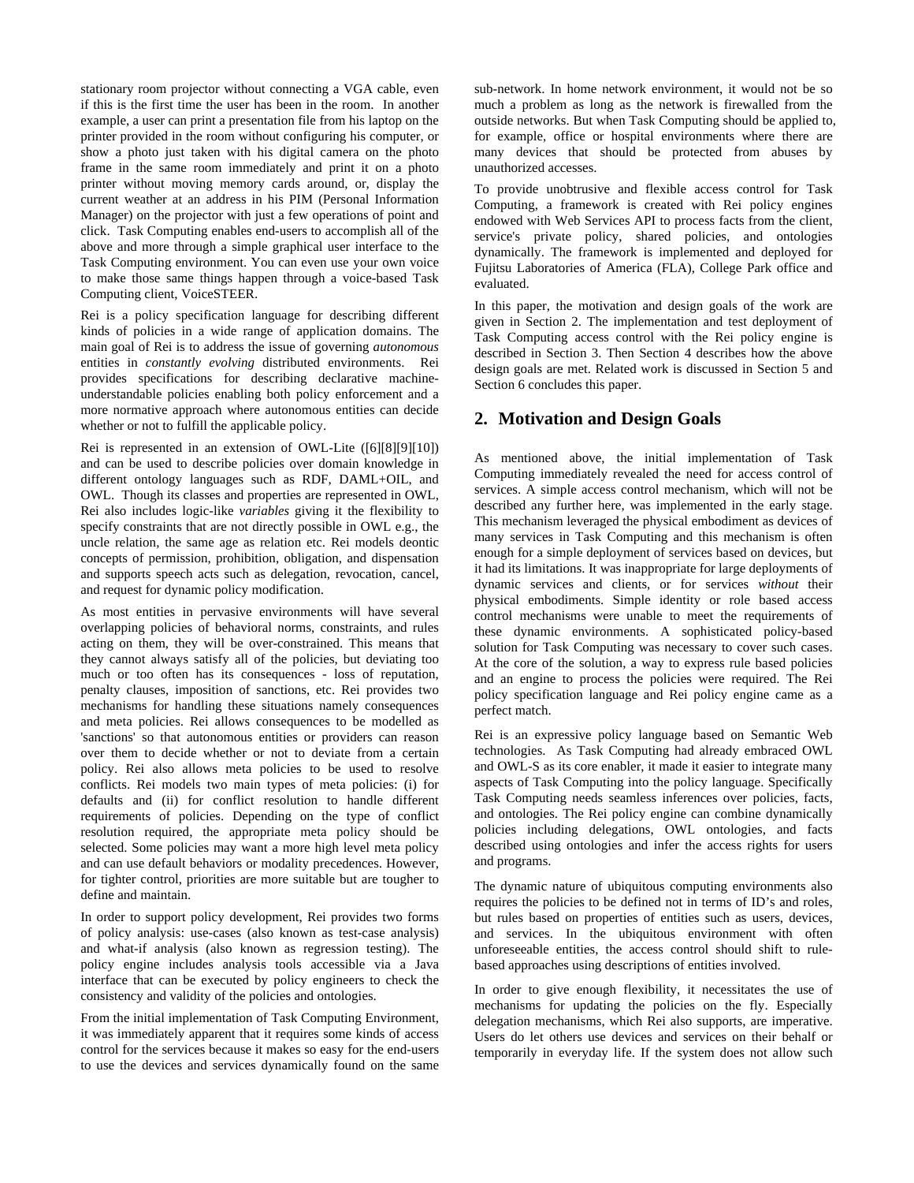stationary room projector without connecting a VGA cable, even if this is the first time the user has been in the room. In another example, a user can print a presentation file from his laptop on the printer provided in the room without configuring his computer, or show a photo just taken with his digital camera on the photo frame in the same room immediately and print it on a photo printer without moving memory cards around, or, display the current weather at an address in his PIM (Personal Information Manager) on the projector with just a few operations of point and click. Task Computing enables end-users to accomplish all of the above and more through a simple graphical user interface to the Task Computing environment. You can even use your own voice to make those same things happen through a voice-based Task Computing client, VoiceSTEER.

Rei is a policy specification language for describing different kinds of policies in a wide range of application domains. The main goal of Rei is to address the issue of governing *autonomous* entities in *constantly evolving* distributed environments. Rei provides specifications for describing declarative machine-understandable policies enabling both policy enforcement and a more normative approach where autonomous entities can decide whether or not to fulfill the applicable policy.

Rei is represented in an extension of OWL-Lite ([6][8][9][10]) and can be used to describe policies over domain knowledge in different ontology languages such as RDF, DAML+OIL, and OWL. Though its classes and properties are represented in OWL, Rei also includes logic-like *variables* giving it the flexibility to specify constraints that are not directly possible in OWL e.g., the uncle relation, the same age as relation etc. Rei models deontic concepts of permission, prohibition, obligation, and dispensation and supports speech acts such as delegation, revocation, cancel, and request for dynamic policy modification.

As most entities in pervasive environments will have several overlapping policies of behavioral norms, constraints, and rules acting on them, they will be over-constrained. This means that they cannot always satisfy all of the policies, but deviating too much or too often has its consequences - loss of reputation, penalty clauses, imposition of sanctions, etc. Rei provides two mechanisms for handling these situations namely consequences and meta policies. Rei allows consequences to be modelled as 'sanctions' so that autonomous entities or providers can reason over them to decide whether or not to deviate from a certain policy. Rei also allows meta policies to be used to resolve conflicts. Rei models two main types of meta policies: (i) for defaults and (ii) for conflict resolution to handle different requirements of policies. Depending on the type of conflict resolution required, the appropriate meta policy should be selected. Some policies may want a more high level meta policy and can use default behaviors or modality precedences. However, for tighter control, priorities are more suitable but are tougher to define and maintain.

In order to support policy development, Rei provides two forms of policy analysis: use-cases (also known as test-case analysis) and what-if analysis (also known as regression testing). The policy engine includes analysis tools accessible via a Java interface that can be executed by policy engineers to check the consistency and validity of the policies and ontologies.

From the initial implementation of Task Computing Environment, it was immediately apparent that it requires some kinds of access control for the services because it makes so easy for the end-users to use the devices and services dynamically found on the same sub-network. In home network environment, it would not be so much a problem as long as the network is firewalled from the outside networks. But when Task Computing should be applied to, for example, office or hospital environments where there are many devices that should be protected from abuses by unauthorized accesses.

To provide unobtrusive and flexible access control for Task Computing, a framework is created with Rei policy engines endowed with Web Services API to process facts from the client, service's private policy, shared policies, and ontologies dynamically. The framework is implemented and deployed for Fujitsu Laboratories of America (FLA), College Park office and evaluated.

In this paper, the motivation and design goals of the work are given in Section 2. The implementation and test deployment of Task Computing access control with the Rei policy engine is described in Section 3. Then Section 4 describes how the above design goals are met. Related work is discussed in Section 5 and Section 6 concludes this paper.

## 2. Motivation and Design Goals

As mentioned above, the initial implementation of Task Computing immediately revealed the need for access control of services. A simple access control mechanism, which will not be described any further here, was implemented in the early stage. This mechanism leveraged the physical embodiment as devices of many services in Task Computing and this mechanism is often enough for a simple deployment of services based on devices, but it had its limitations. It was inappropriate for large deployments of dynamic services and clients, or for services *without* their physical embodiments. Simple identity or role based access control mechanisms were unable to meet the requirements of these dynamic environments. A sophisticated policy-based solution for Task Computing was necessary to cover such cases. At the core of the solution, a way to express rule based policies and an engine to process the policies were required. The Rei policy specification language and Rei policy engine came as a perfect match.

Rei is an expressive policy language based on Semantic Web technologies. As Task Computing had already embraced OWL and OWL-S as its core enabler, it made it easier to integrate many aspects of Task Computing into the policy language. Specifically Task Computing needs seamless inferences over policies, facts, and ontologies. The Rei policy engine can combine dynamically policies including delegations, OWL ontologies, and facts described using ontologies and infer the access rights for users and programs.

The dynamic nature of ubiquitous computing environments also requires the policies to be defined not in terms of ID's and roles, but rules based on properties of entities such as users, devices, and services. In the ubiquitous environment with often unforeseeable entities, the access control should shift to rule-based approaches using descriptions of entities involved.

In order to give enough flexibility, it necessitates the use of mechanisms for updating the policies on the fly. Especially delegation mechanisms, which Rei also supports, are imperative. Users do let others use devices and services on their behalf or temporarily in everyday life. If the system does not allow such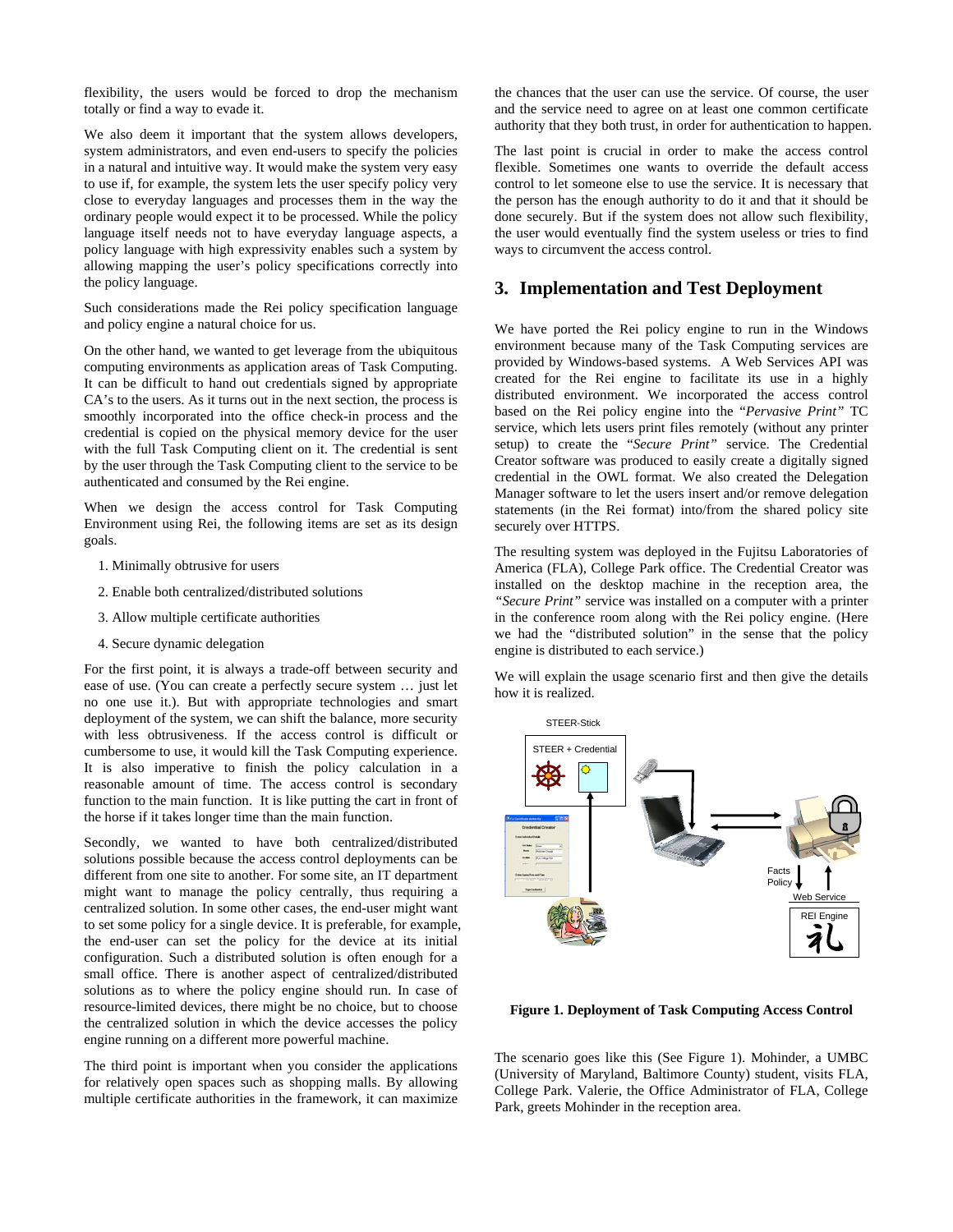flexibility, the users would be forced to drop the mechanism totally or find a way to evade it.

We also deem it important that the system allows developers, system administrators, and even end-users to specify the policies in a natural and intuitive way. It would make the system very easy to use if, for example, the system lets the user specify policy very close to everyday languages and processes them in the way the ordinary people would expect it to be processed. While the policy language itself needs not to have everyday language aspects, a policy language with high expressivity enables such a system by allowing mapping the user's policy specifications correctly into the policy language.

Such considerations made the Rei policy specification language and policy engine a natural choice for us.

On the other hand, we wanted to get leverage from the ubiquitous computing environments as application areas of Task Computing. It can be difficult to hand out credentials signed by appropriate CA's to the users. As it turns out in the next section, the process is smoothly incorporated into the office check-in process and the credential is copied on the physical memory device for the user with the full Task Computing client on it. The credential is sent by the user through the Task Computing client to the service to be authenticated and consumed by the Rei engine.

When we design the access control for Task Computing Environment using Rei, the following items are set as its design goals.

1. Minimally obtrusive for users
2. Enable both centralized/distributed solutions
3. Allow multiple certificate authorities
4. Secure dynamic delegation

For the first point, it is always a trade-off between security and ease of use. (You can create a perfectly secure system … just let no one use it.). But with appropriate technologies and smart deployment of the system, we can shift the balance, more security with less obtrusiveness. If the access control is difficult or cumbersome to use, it would kill the Task Computing experience. It is also imperative to finish the policy calculation in a reasonable amount of time. The access control is secondary function to the main function. It is like putting the cart in front of the horse if it takes longer time than the main function.

Secondly, we wanted to have both centralized/distributed solutions possible because the access control deployments can be different from one site to another. For some site, an IT department might want to manage the policy centrally, thus requiring a centralized solution. In some other cases, the end-user might want to set some policy for a single device. It is preferable, for example, the end-user can set the policy the device at its initial configuration. Such a distributed solution is often enough for a small office. There is another aspect of centralized/distributed solutions as to where the policy engine should run. In case of resource-limited devices, there might be no choice, but to choose the centralized solution in which the device accesses the policy engine running on a different more powerful machine.

The third point is important when you consider the applications for relatively open spaces such as shopping malls. By allowing multiple certificate authorities in the framework, it can maximize the chances that the user can use the service. Of course, the user and the service need to agree on at least one common certificate authority that they both trust, in order for authentication to happen.

The last point is crucial in order to make the access control flexible. Sometimes one wants to override the default access control to let someone else to use the service. It is necessary that the person has the enough authority to do it and that it should be done securely. But if the system does not allow such flexibility, the user would eventually find the system useless or tries to find ways to circumvent the access control.

## 3. Implementation and Test Deployment

We have ported the Rei policy engine to run in the Windows environment because many of the Task Computing services are provided by Windows-based systems. A Web Services API was created for the Rei engine to facilitate its use in a highly distributed environment. We incorporated the access control based on the Rei policy engine into the "*Pervasive Print"* TC service, which lets users print files remotely (without any printer setup) to create the "*Secure Print"* service. The Credential Creator software was produced to easily create a digitally signed credential in the OWL format. We also created the Delegation Manager software to let the users insert and/or remove delegation statements (in the Rei format) into/from the shared policy site securely over HTTPS.

The resulting system was deployed in the Fujitsu Laboratories of America (FLA), College Park office. The Credential Creator was installed on the desktop machine in the reception area, the *"Secure Print"* service was installed on a computer with a printer in the conference room along with the Rei policy engine. (Here we had the "distributed solution" in the sense that the policy engine is distributed to each service.)

We will explain the usage scenario first and then give the details how it is realized.

**Figure 1. Deployment of Task Computing Access Control**

The scenario goes like this (See Figure 1). Mohinder, a UMBC (University of Maryland, Baltimore County) student, visits FLA, College Park. Valerie, the Office Administrator of FLA, College Park, greets Mohinder in the reception area.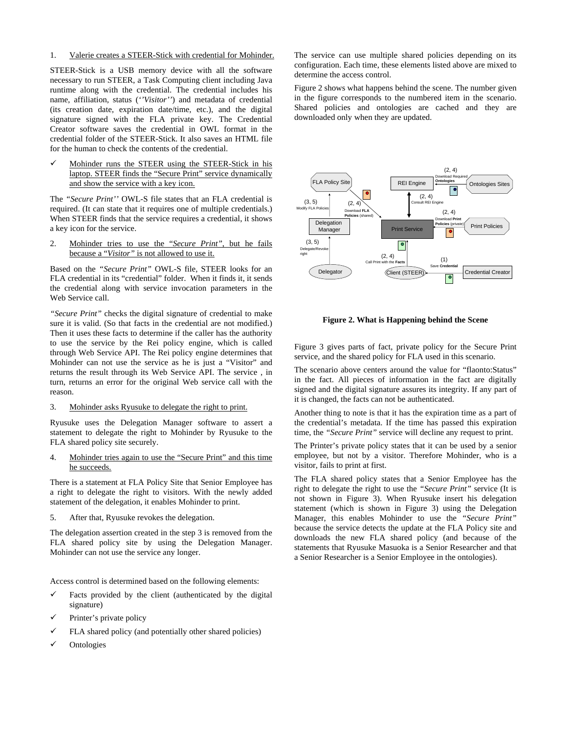1. <u>Valerie creates a STEER-Stick with credential for Mohinder.</u>

STEER-Stick is a USB memory device with all the software necessary to run STEER, a Task Computing client including Java runtime along with the credential. The credential includes his name, affiliation, status (*''Visitor''*) and metadata of credential (its creation date, expiration date/time, etc.), and the digital signature signed with the FLA private key. The Credential Creator software saves the credential in OWL format in the credential folder of the STEER-Stick. It also saves an HTML file for the human to check the contents of the credential.

- ✓ <u>Mohinder runs the STEER using the STEER-Stick in his laptop. STEER finds the “Secure Print” service dynamically and show the service with a key icon.</u>

The *“Secure Print''* OWL-S file states that an FLA credential is required. (It can state that it requires one of multiple credentials.) When STEER finds that the service requires a credential, it shows a key icon for the service.

2. <u>Mohinder tries to use the *“Secure Print”*, but he fails because a “*Visitor”* is not allowed to use it.</u>

Based on the *“Secure Print”* OWL-S file, STEER looks for an FLA credential in its “credential” folder. When it finds it, it sends the credential along with service invocation parameters in the Web Service call.

*“Secure Print”* checks the digital signature of credential to make sure it is valid. (So that facts in the credential are not modified.) Then it uses these facts to determine if the caller has the authority to use the service by the Rei policy engine, which is called through Web Service API. The Rei policy engine determines that Mohinder can not use the service as he is just a “Visitor” and returns the result through its Web Service API. The service , in turn, returns an error for the original Web service call with the reason.

3. <u>Mohinder asks Ryusuke to delegate the right to print.</u>

Ryusuke uses the Delegation Manager software to assert a statement to delegate the right to Mohinder by Ryusuke to the FLA shared policy site securely.

4. <u>Mohinder tries again to use the “Secure Print” and this time he succeeds.</u>

There is a statement at FLA Policy Site that Senior Employee has a right to delegate the right to visitors. With the newly added statement of the delegation, it enables Mohinder to print.

5. After that, Ryusuke revokes the delegation.

The delegation assertion created in the step 3 is removed from the FLA shared policy site by using the Delegation Manager. Mohinder can not use the service any longer.

Access control is determined based on the following elements:

- ✓ Facts provided by the client (authenticated by the digital signature)
- ✓ Printer’s private policy
- ✓ FLA shared policy (and potentially other shared policies)
- ✓ Ontologies

The service can use multiple shared policies depending on its configuration. Each time, these elements listed above are mixed to determine the access control.

Figure 2 shows what happens behind the scene. The number given in the figure corresponds to the numbered item in the scenario. Shared policies and ontologies are cached and they are downloaded only when they are updated.

**Figure 2. What is Happening behind the Scene**

Figure 3 gives parts of fact, private policy for the Secure Print service, and the shared policy for FLA used in this scenario.

The scenario above centers around the value for “flaonto:Status” in the fact. All pieces of information in the fact are digitally signed and the digital signature assures its integrity. If any part of it is changed, the facts can not be authenticated.

Another thing to note is that it has the expiration time as a part of the credential’s metadata. If the time has passed this expiration time, the *“Secure Print”* service will decline any request to print.

The Printer’s private policy states that it can be used by a senior employee, but not by a visitor. Therefore Mohinder, who is a visitor, fails to print at first.

The FLA shared policy states that a Senior Employee has the right to delegate the right to use the *“Secure Print”* service (It is not shown in Figure 3). When Ryusuke insert his delegation statement (which is shown in Figure 3) using the Delegation Manager, this enables Mohinder to use the *“Secure Print”* because the service detects the update at the FLA Policy site and downloads the new FLA shared policy (and because of the statements that Ryusuke Masuoka is a Senior Researcher and that a Senior Researcher is a Senior Employee in the ontologies).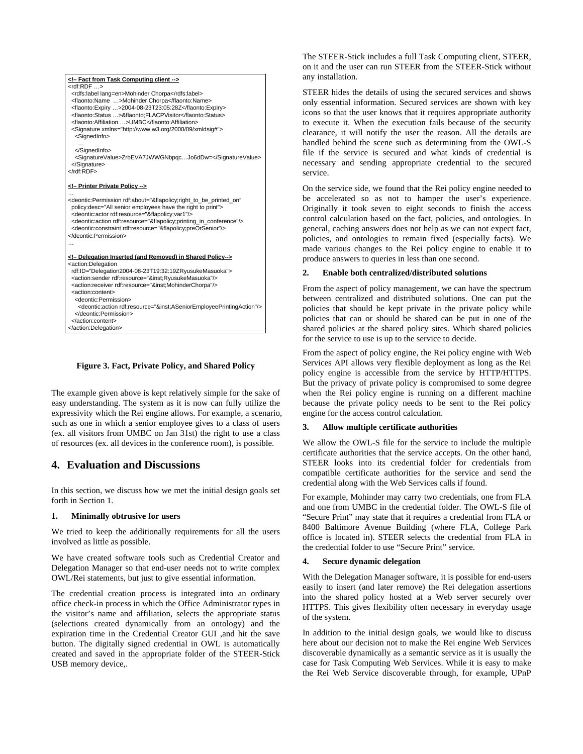```
<!– Fact from Task Computing client -->
<rdf:RDF …>
  <rdfs:label lang=en>Mohinder Chorpa</rdfs:label>
  <flaonto:Name  …>Mohinder Chorpa</flaonto:Name>
  <flaonto:Expiry …>2004-08-23T23:05:28Z</flaonto:Expiry>
  <flaonto:Status …>&flaonto;FLACPVisitor</flaonto:Status>
  <flaonto:Affiliation …>UMBC</flaonto:Affiliation>
  <Signature xmlns="http://www.w3.org/2000/09/xmldsig#">
    <SignedInfo>
      …
    </SignedInfo>
    <SignatureValue>ZrbEVA7JWWGNbpqc…Jo6dDw=</SignatureValue>
  </Signature>
</rdf:RDF>

<!– Printer Private Policy -->
…
<deontic:Permission rdf:about="&flapolicy;right_to_be_printed_on"
  policy:desc="All senior employees have the right to print">
  <deontic:actor rdf:resource="&flapolicy;var1"/>
  <deontic:action rdf:resource="&flapolicy;printing_in_conference"/>
  <deontic:constraint rdf:resource="&flapolicy;preOrSenior"/>
</deontic:Permission>
…

<!– Delegation Inserted (and Removed) in Shared Policy-->
<action:Delegation
  rdf:ID="Delegation2004-08-23T19:32:19ZRyusukeMasuoka">
  <action:sender rdf:resource="&inst;RyusukeMasuoka"/>
  <action:receiver rdf:resource="&inst;MohinderChorpa"/>
  <action:content>
    <deontic:Permission>
      <deontic:action rdf:resource="&inst;ASeniorEmployeePrintingAction"/>
    </deontic:Permission>
  </action:content>
</action:Delegation>
```

**Figure 3. Fact, Private Policy, and Shared Policy**

The example given above is kept relatively simple for the sake of easy understanding. The system as it is now can fully utilize the expressivity which the Rei engine allows. For example, a scenario, such as one in which a senior employee gives to a class of users (ex. all visitors from UMBC on Jan 31st) the right to use a class of resources (ex. all devices in the conference room), is possible.

# 4. Evaluation and Discussions

In this section, we discuss how we met the initial design goals set forth in Section 1.

**1. Minimally obtrusive for users**

We tried to keep the additionally requirements for all the users involved as little as possible.

We have created software tools such as Credential Creator and Delegation Manager so that end-user needs not to write complex OWL/Rei statements, but just to give essential information.

The credential creation process is integrated into an ordinary office check-in process in which the Office Administrator types in the visitor's name and affiliation, selects the appropriate status (selections created dynamically from an ontology) and the expiration time in the Credential Creator GUI ,and hit the save button. The digitally signed credential in OWL is automatically created and saved in the appropriate folder of the STEER-Stick USB memory device,.

The STEER-Stick includes a full Task Computing client, STEER, on it and the user can run STEER from the STEER-Stick without any installation.

STEER hides the details of using the secured services and shows only essential information. Secured services are shown with key icons so that the user knows that it requires appropriate authority to execute it. When the execution fails because of the security clearance, it will notify the user the reason. All the details are handled behind the scene such as determining from the OWL-S file if the service is secured and what kinds of credential is necessary and sending appropriate credential to the secured service.

On the service side, we found that the Rei policy engine needed to be accelerated so as not to hamper the user's experience. Originally it took seven to eight seconds to finish the access control calculation based on the fact, policies, and ontologies. In general, caching answers does not help as we can not expect fact, policies, and ontologies to remain fixed (especially facts). We made various changes to the Rei policy engine to enable it to produce answers to queries in less than one second.

**2. Enable both centralized/distributed solutions**

From the aspect of policy management, we can have the spectrum between centralized and distributed solutions. One can put the policies that should be kept private in the private policy while policies that can or should be shared can be put in one of the shared policies at the shared policy sites. Which shared policies for the service to use is up to the service to decide.

From the aspect of policy engine, the Rei policy engine with Web Services API allows very flexible deployment as long as the Rei policy engine is accessible from the service by HTTP/HTTPS. But the privacy of private policy is compromised to some degree when the Rei policy engine is running on a different machine because the private policy needs to be sent to the Rei policy engine for the access control calculation.

**3. Allow multiple certificate authorities**

We allow the OWL-S file for the service to include the multiple certificate authorities that the service accepts. On the other hand, STEER looks into its credential folder for credentials from compatible certificate authorities for the service and send the credential along with the Web Services calls if found.

For example, Mohinder may carry two credentials, one from FLA and one from UMBC in the credential folder. The OWL-S file of "Secure Print" may state that it requires a credential from FLA or 8400 Baltimore Avenue Building (where FLA, College Park office is located in). STEER selects the credential from FLA in the credential folder to use "Secure Print" service.

**4. Secure dynamic delegation**

With the Delegation Manager software, it is possible for end-users easily to insert (and later remove) the Rei delegation assertions into the shared policy hosted at a Web server securely over HTTPS. This gives flexibility often necessary in everyday usage of the system.

In addition to the initial design goals, we would like to discuss here about our decision not to make the Rei engine Web Services discoverable dynamically as a semantic service as it is usually the case for Task Computing Web Services. While it is easy to make the Rei Web Service discoverable through, for example, UPnP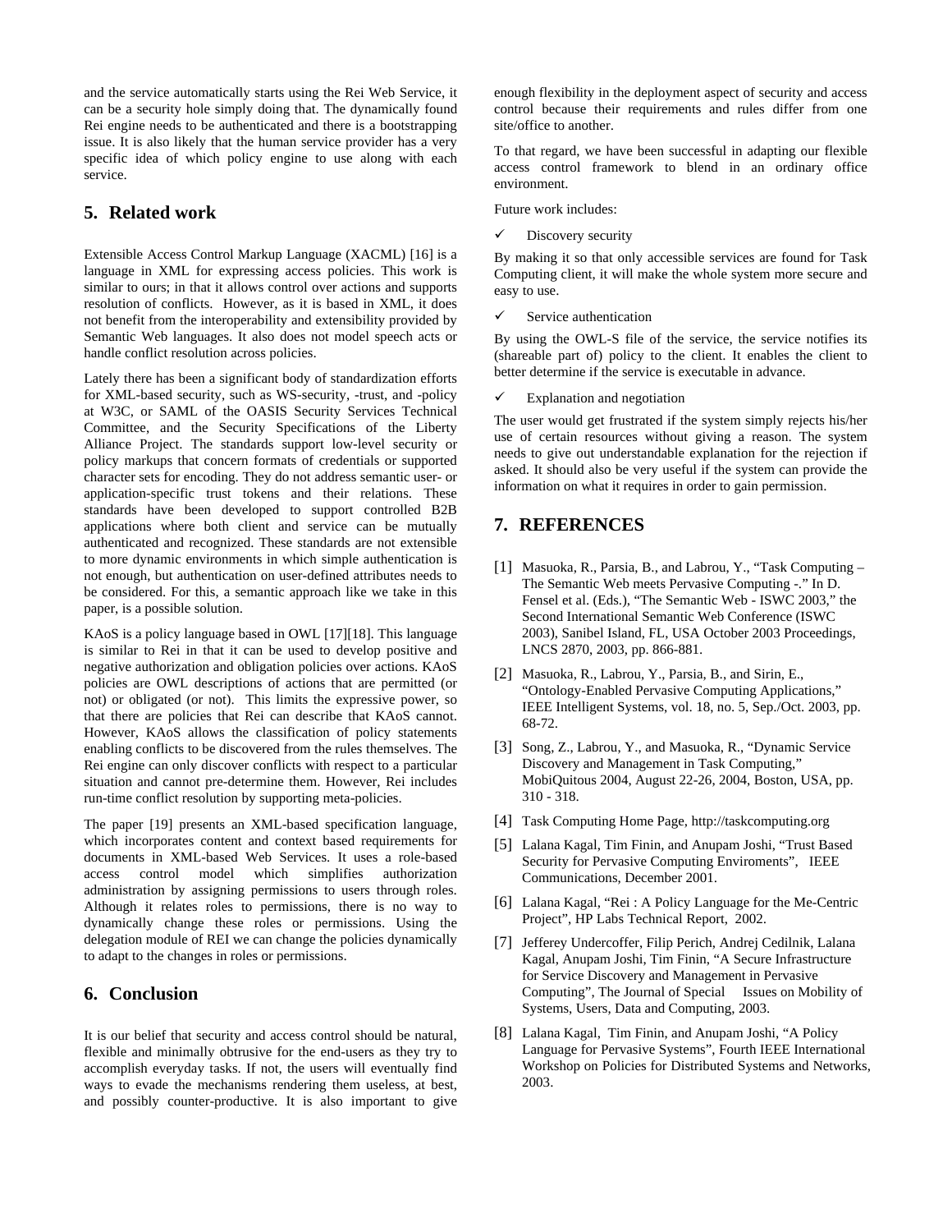and the service automatically starts using the Rei Web Service, it can be a security hole simply doing that. The dynamically found Rei engine needs to be authenticated and there is a bootstrapping issue. It is also likely that the human service provider has a very specific idea of which policy engine to use along with each service.

## 5. Related work

Extensible Access Control Markup Language (XACML) [16] is a language in XML for expressing access policies. This work is similar to ours; in that it allows control over actions and supports resolution of conflicts. However, as it is based in XML, it does not benefit from the interoperability and extensibility provided by Semantic Web languages. It also does not model speech acts or handle conflict resolution across policies.

Lately there has been a significant body of standardization efforts for XML-based security, such as WS-security, -trust, and -policy at W3C, or SAML of the OASIS Security Services Technical Committee, and the Security Specifications of the Liberty Alliance Project. The standards support low-level security or policy markups that concern formats of credentials or supported character sets for encoding. They do not address semantic user- or application-specific trust tokens and their relations. These standards have been developed to support controlled B2B applications where both client and service can be mutually authenticated and recognized. These standards are not extensible to more dynamic environments in which simple authentication is not enough, but authentication on user-defined attributes needs to be considered. For this, a semantic approach like we take in this paper, is a possible solution.

KAoS is a policy language based in OWL [17][18]. This language is similar to Rei in that it can be used to develop positive and negative authorization and obligation policies over actions. KAoS policies are OWL descriptions of actions that are permitted (or not) or obligated (or not). This limits the expressive power, so that there are policies that Rei can describe that KAoS cannot. However, KAoS allows the classification of policy statements enabling conflicts to be discovered from the rules themselves. The Rei engine can only discover conflicts with respect to a particular situation and cannot pre-determine them. However, Rei includes run-time conflict resolution by supporting meta-policies.

The paper [19] presents an XML-based specification language, which incorporates content and context based requirements for documents in XML-based Web Services. It uses a role-based access control model which simplifies authorization administration by assigning permissions to users through roles. Although it relates roles to permissions, there is no way to dynamically change these roles or permissions. Using the delegation module of REI we can change the policies dynamically to adapt to the changes in roles or permissions.

## 6. Conclusion

It is our belief that security and access control should be natural, flexible and minimally obtrusive for the end-users as they try to accomplish everyday tasks. If not, the users will eventually find ways to evade the mechanisms rendering them useless, at best, and possibly counter-productive. It is also important to give enough flexibility in the deployment aspect of security and access control because their requirements and rules differ from one site/office to another.

To that regard, we have been successful in adapting our flexible access control framework to blend in an ordinary office environment.

Future work includes:

✓ Discovery security

By making it so that only accessible services are found for Task Computing client, it will make the whole system more secure and easy to use.

✓ Service authentication

By using the OWL-S file of the service, the service notifies its (shareable part of) policy to the client. It enables the client to better determine if the service is executable in advance.

✓ Explanation and negotiation

The user would get frustrated if the system simply rejects his/her use of certain resources without giving a reason. The system needs to give out understandable explanation for the rejection if asked. It should also be very useful if the system can provide the information on what it requires in order to gain permission.

## 7. REFERENCES

[1] Masuoka, R., Parsia, B., and Labrou, Y., “Task Computing – The Semantic Web meets Pervasive Computing -.” In D. Fensel et al. (Eds.), “The Semantic Web - ISWC 2003,” the Second International Semantic Web Conference (ISWC 2003), Sanibel Island, FL, USA October 2003 Proceedings, LNCS 2870, 2003, pp. 866-881.

[2] Masuoka, R., Labrou, Y., Parsia, B., and Sirin, E., “Ontology-Enabled Pervasive Computing Applications,” IEEE Intelligent Systems, vol. 18, no. 5, Sep./Oct. 2003, pp. 68-72.

[3] Song, Z., Labrou, Y., and Masuoka, R., “Dynamic Service Discovery and Management in Task Computing,” MobiQuitous 2004, August 22-26, 2004, Boston, USA, pp. 310 - 318.

[4] Task Computing Home Page, http://taskcomputing.org

[5] Lalana Kagal, Tim Finin, and Anupam Joshi, “Trust Based Security for Pervasive Computing Enviroments”, IEEE Communications, December 2001.

[6] Lalana Kagal, “Rei : A Policy Language for the Me-Centric Project”, HP Labs Technical Report, 2002.

[7] Jefferey Undercoffer, Filip Perich, Andrej Cedilnik, Lalana Kagal, Anupam Joshi, Tim Finin, “A Secure Infrastructure for Service Discovery and Management in Pervasive Computing”, The Journal of Special Issues on Mobility of Systems, Users, Data and Computing, 2003.

[8] Lalana Kagal, Tim Finin, and Anupam Joshi, “A Policy Language for Pervasive Systems”, Fourth IEEE International Workshop on Policies for Distributed Systems and Networks, 2003.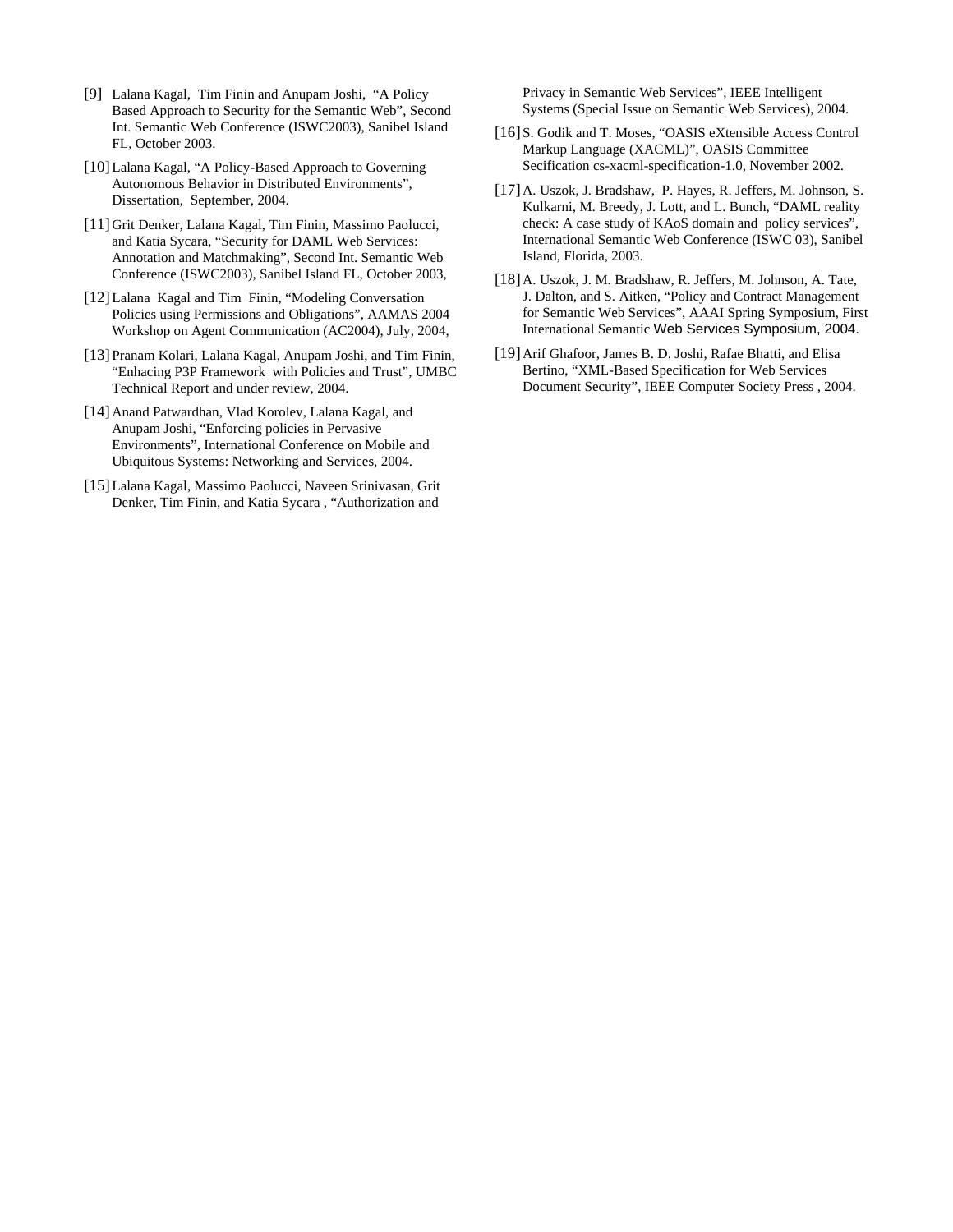[9] Lalana Kagal, Tim Finin and Anupam Joshi, "A Policy Based Approach to Security for the Semantic Web", Second Int. Semantic Web Conference (ISWC2003), Sanibel Island FL, October 2003.

[10] Lalana Kagal, "A Policy-Based Approach to Governing Autonomous Behavior in Distributed Environments", Dissertation, September, 2004.

[11] Grit Denker, Lalana Kagal, Tim Finin, Massimo Paolucci, and Katia Sycara, "Security for DAML Web Services: Annotation and Matchmaking", Second Int. Semantic Web Conference (ISWC2003), Sanibel Island FL, October 2003,

[12] Lalana Kagal and Tim Finin, "Modeling Conversation Policies using Permissions and Obligations", AAMAS 2004 Workshop on Agent Communication (AC2004), July, 2004,

[13] Pranam Kolari, Lalana Kagal, Anupam Joshi, and Tim Finin, "Enhacing P3P Framework with Policies and Trust", UMBC Technical Report and under review, 2004.

[14] Anand Patwardhan, Vlad Korolev, Lalana Kagal, and Anupam Joshi, "Enforcing policies in Pervasive Environments", International Conference on Mobile and Ubiquitous Systems: Networking and Services, 2004.

[15] Lalana Kagal, Massimo Paolucci, Naveen Srinivasan, Grit Denker, Tim Finin, and Katia Sycara , "Authorization and Privacy in Semantic Web Services", IEEE Intelligent Systems (Special Issue on Semantic Web Services), 2004.

[16] S. Godik and T. Moses, "OASIS eXtensible Access Control Markup Language (XACML)", OASIS Committee Secification cs-xacml-specification-1.0, November 2002.

[17] A. Uszok, J. Bradshaw, P. Hayes, R. Jeffers, M. Johnson, S. Kulkarni, M. Breedy, J. Lott, and L. Bunch, "DAML reality check: A case study of KAoS domain and policy services", International Semantic Web Conference (ISWC 03), Sanibel Island, Florida, 2003.

[18] A. Uszok, J. M. Bradshaw, R. Jeffers, M. Johnson, A. Tate, J. Dalton, and S. Aitken, "Policy and Contract Management for Semantic Web Services", AAAI Spring Symposium, First International Semantic Web Services Symposium, 2004.

[19] Arif Ghafoor, James B. D. Joshi, Rafae Bhatti, and Elisa Bertino, "XML-Based Specification for Web Services Document Security", IEEE Computer Society Press , 2004.